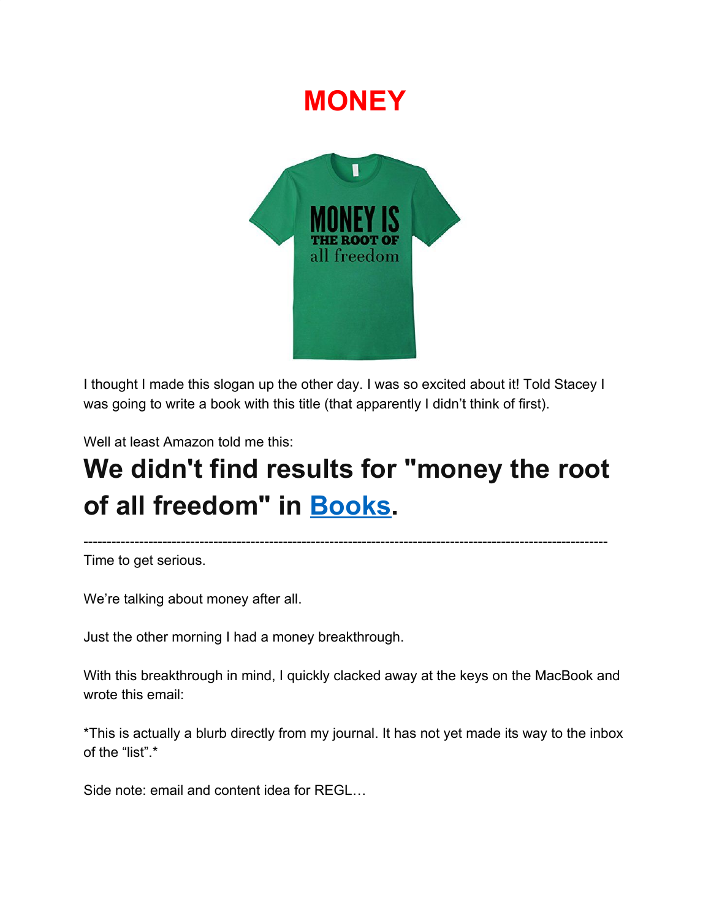# MONEY

I thought I made this slogan up the other day. I was so excited about it! Told Stacey I was going to write a book with this title (that apparently I didn't think of first).

Well at least Amazon told me this:

# We didn't find results for "money the root of all freedom" in Books.

---

Time to get serious.

We're talking about money after all.

Just the other morning I had a money breakthrough.

With this breakthrough in mind, I quickly clacked away at the keys on the MacBook and wrote this email:

*This is actually a blurb directly from my journal. It has not yet made its way to the inbox of the "list".*

Side note: email and content idea for REGL…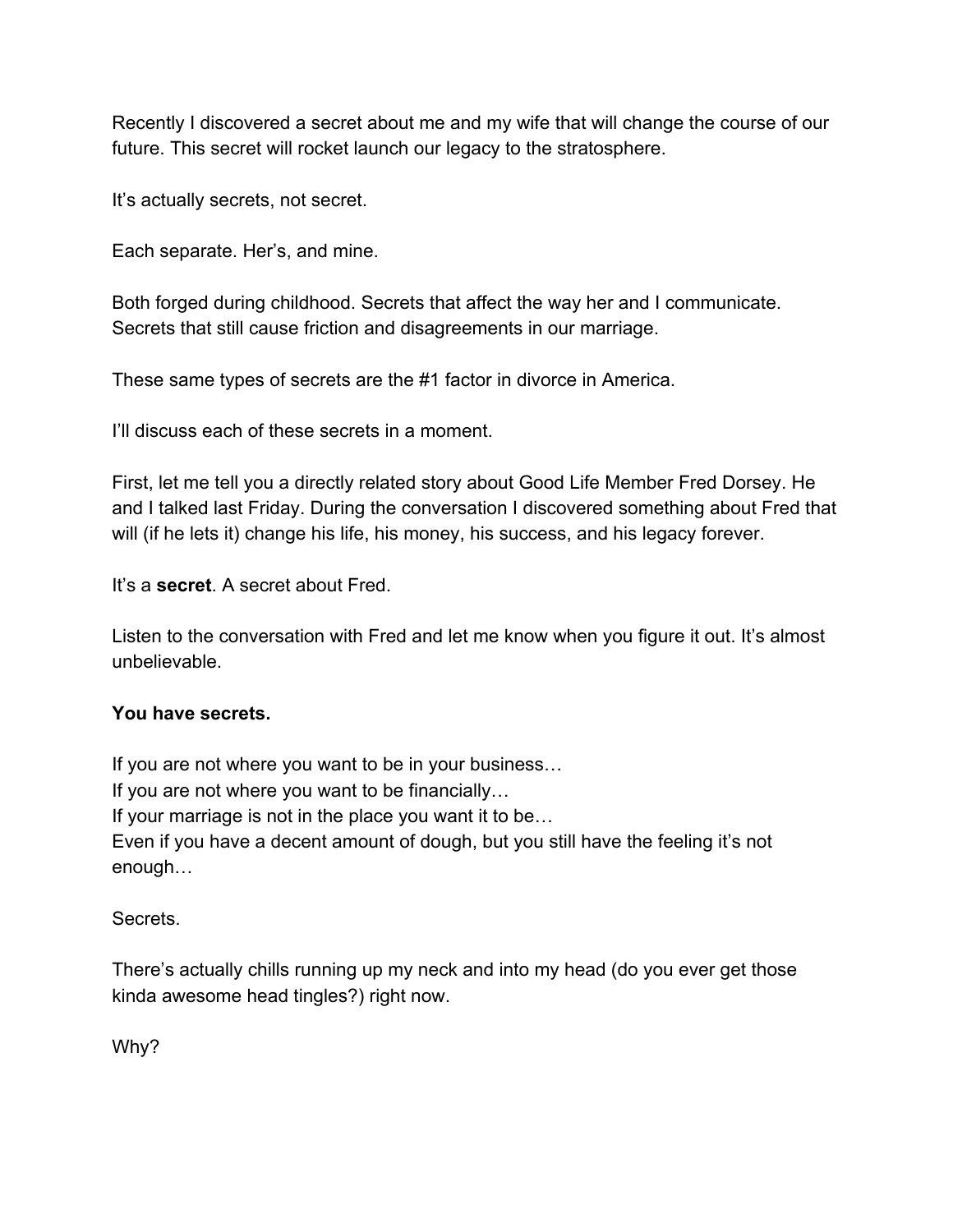Recently I discovered a secret about me and my wife that will change the course of our future. This secret will rocket launch our legacy to the stratosphere.

It's actually secrets, not secret.

Each separate. Her's, and mine.

Both forged during childhood. Secrets that affect the way her and I communicate. Secrets that still cause friction and disagreements in our marriage.

These same types of secrets are the #1 factor in divorce in America.

I'll discuss each of these secrets in a moment.

First, let me tell you a directly related story about Good Life Member Fred Dorsey. He and I talked last Friday. During the conversation I discovered something about Fred that will (if he lets it) change his life, his money, his success, and his legacy forever.

It's a **secret**. A secret about Fred.

Listen to the conversation with Fred and let me know when you figure it out. It's almost unbelievable.

**You have secrets.**

If you are not where you want to be in your business…
If you are not where you want to be financially…
If your marriage is not in the place you want it to be…
Even if you have a decent amount of dough, but you still have the feeling it's not enough…

Secrets.

There's actually chills running up my neck and into my head (do you ever get those kinda awesome head tingles?) right now.

Why?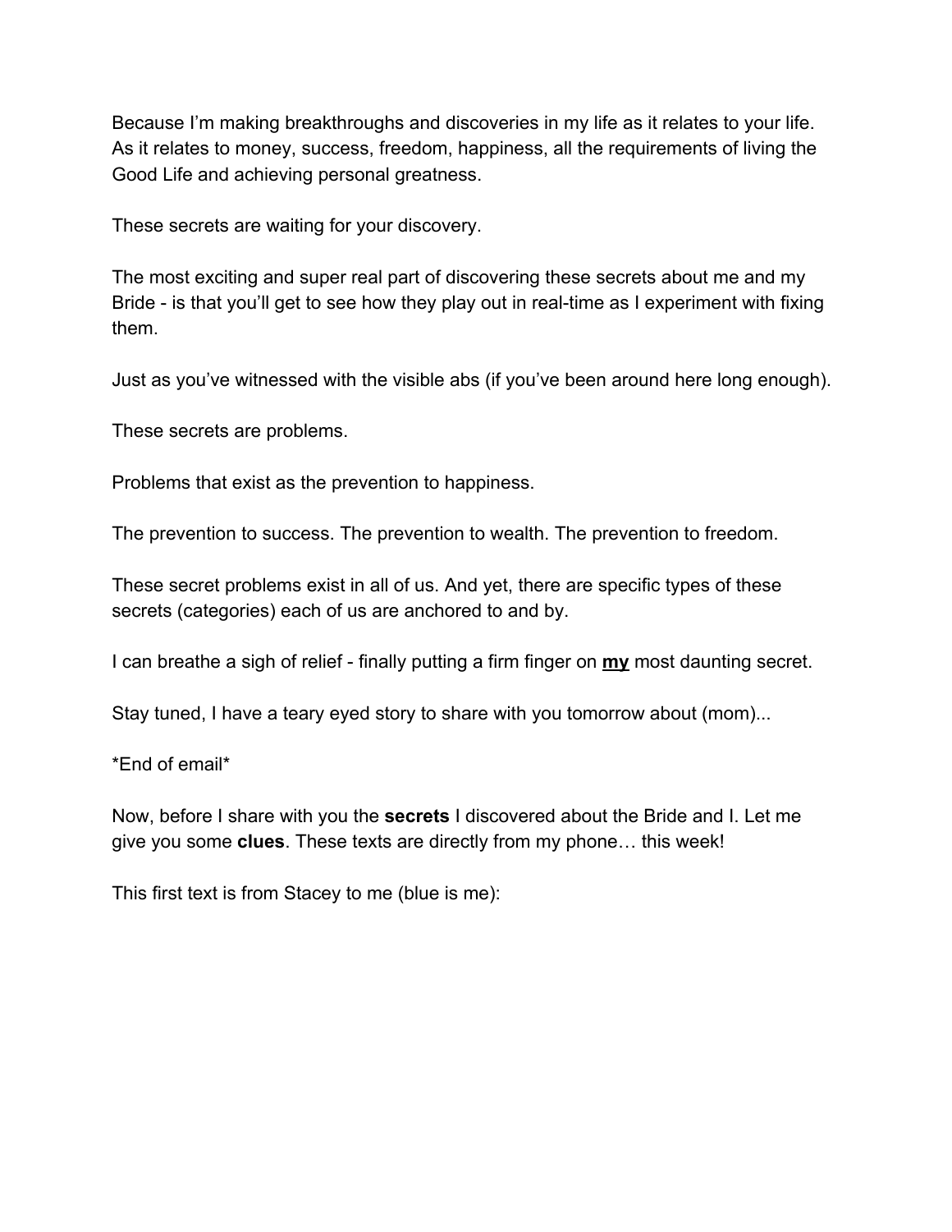Because I'm making breakthroughs and discoveries in my life as it relates to your life. As it relates to money, success, freedom, happiness, all the requirements of living the Good Life and achieving personal greatness.

These secrets are waiting for your discovery.

The most exciting and super real part of discovering these secrets about me and my Bride - is that you'll get to see how they play out in real-time as I experiment with fixing them.

Just as you've witnessed with the visible abs (if you've been around here long enough).

These secrets are problems.

Problems that exist as the prevention to happiness.

The prevention to success. The prevention to wealth. The prevention to freedom.

These secret problems exist in all of us. And yet, there are specific types of these secrets (categories) each of us are anchored to and by.

I can breathe a sigh of relief - finally putting a firm finger on <u>**my**</u> most daunting secret.

Stay tuned, I have a teary eyed story to share with you tomorrow about (mom)...

*End of email*

Now, before I share with you the **secrets** I discovered about the Bride and I. Let me give you some **clues**. These texts are directly from my phone… this week!

This first text is from Stacey to me (blue is me):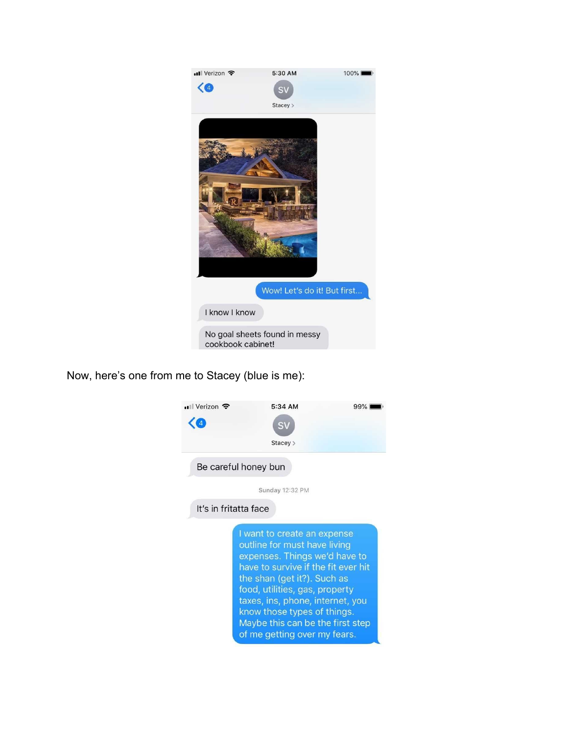Verizon 5:30 AM 100%

Stacey

Wow! Let's do it! But first...

I know I know

No goal sheets found in messy cookbook cabinet!

Now, here's one from me to Stacey (blue is me):

Verizon 5:34 AM 99%

Stacey

Be careful honey bun

Sunday 12:32 PM

It's in fritatta face

I want to create an expense outline for must have living expenses. Things we'd have to have to survive if the fit ever hit the shan (get it?). Such as food, utilities, gas, property taxes, ins, phone, internet, you know those types of things. Maybe this can be the first step of me getting over my fears.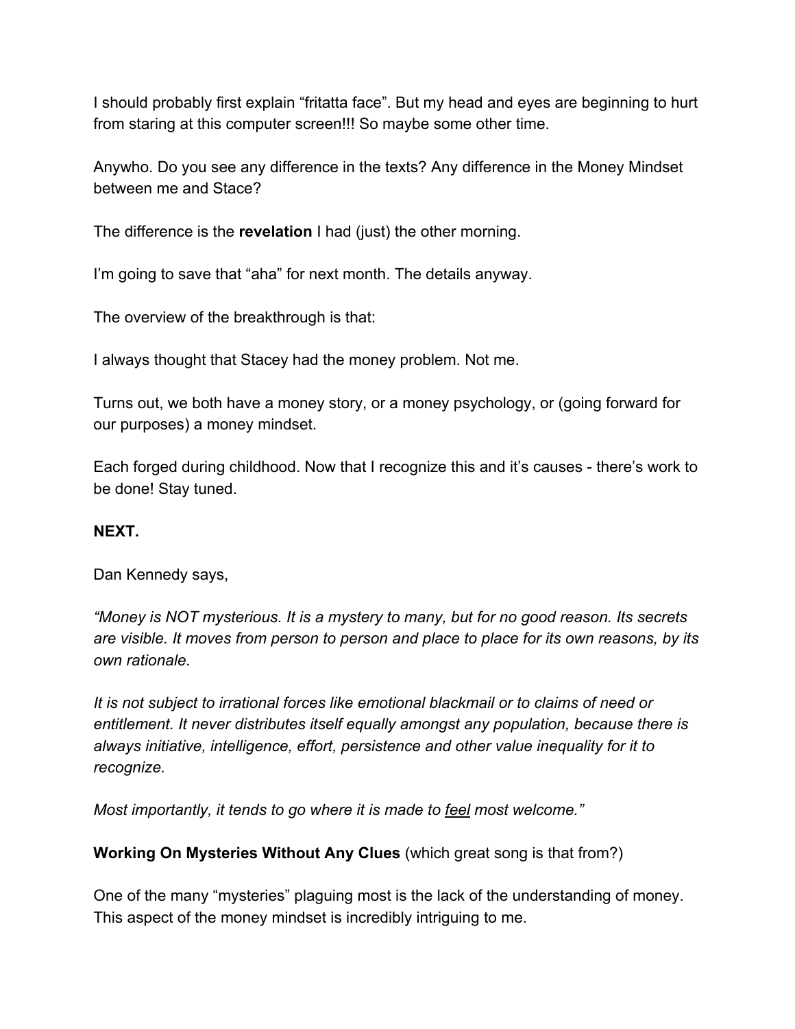I should probably first explain "fritatta face". But my head and eyes are beginning to hurt from staring at this computer screen!!! So maybe some other time.

Anywho. Do you see any difference in the texts? Any difference in the Money Mindset between me and Stace?

The difference is the **revelation** I had (just) the other morning.

I'm going to save that "aha" for next month. The details anyway.

The overview of the breakthrough is that:

I always thought that Stacey had the money problem. Not me.

Turns out, we both have a money story, or a money psychology, or (going forward for our purposes) a money mindset.

Each forged during childhood. Now that I recognize this and it's causes - there's work to be done! Stay tuned.

**NEXT.**

Dan Kennedy says,

*"Money is NOT mysterious. It is a mystery to many, but for no good reason. Its secrets are visible. It moves from person to person and place to place for its own reasons, by its own rationale.*

*It is not subject to irrational forces like emotional blackmail or to claims of need or entitlement. It never distributes itself equally amongst any population, because there is always initiative, intelligence, effort, persistence and other value inequality for it to recognize.*

*Most importantly, it tends to go where it is made to <u>feel</u> most welcome."*

**Working On Mysteries Without Any Clues** (which great song is that from?)

One of the many "mysteries" plaguing most is the lack of the understanding of money. This aspect of the money mindset is incredibly intriguing to me.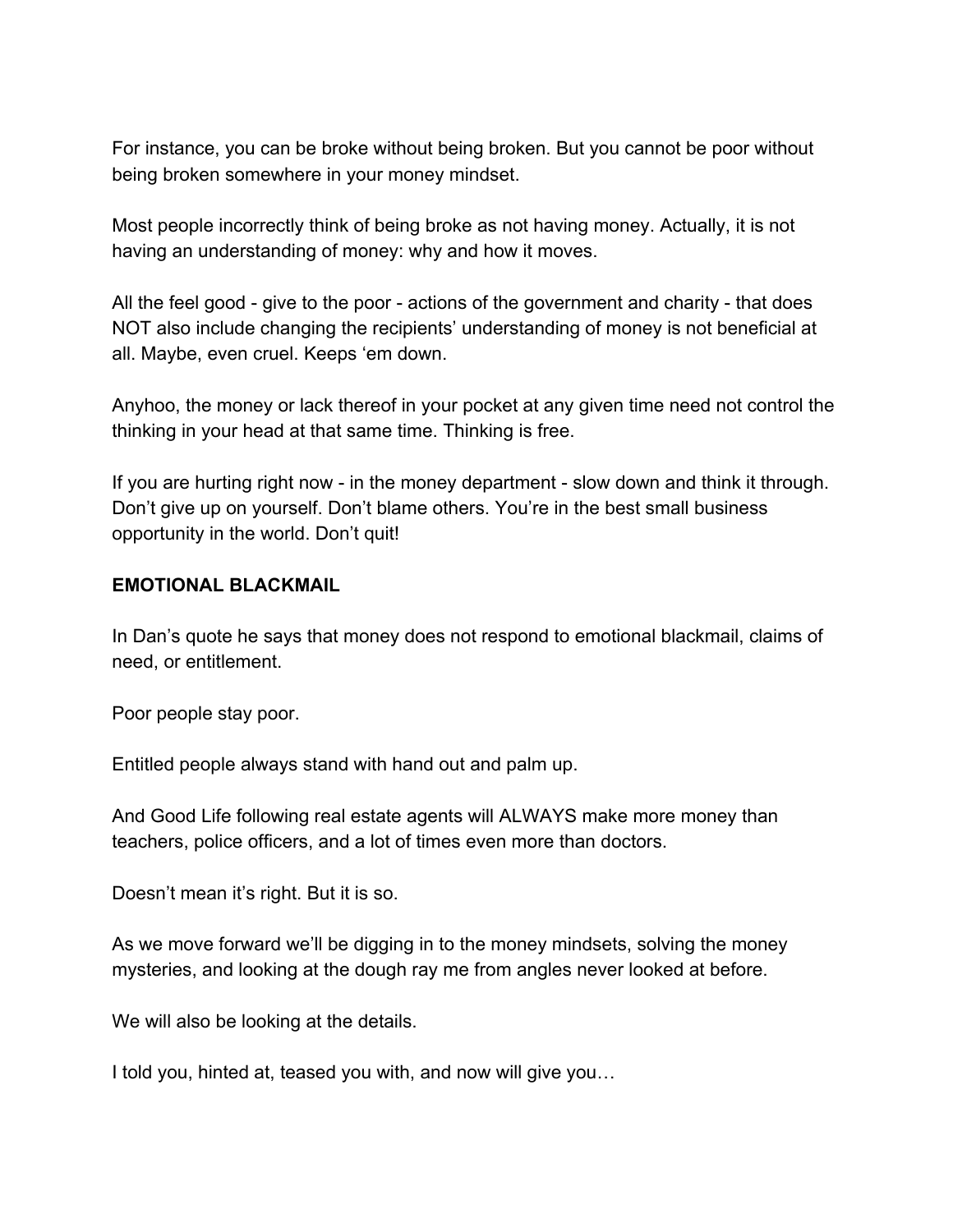For instance, you can be broke without being broken. But you cannot be poor without being broken somewhere in your money mindset.

Most people incorrectly think of being broke as not having money. Actually, it is not having an understanding of money: why and how it moves.

All the feel good - give to the poor - actions of the government and charity - that does NOT also include changing the recipients' understanding of money is not beneficial at all. Maybe, even cruel. Keeps 'em down.

Anyhoo, the money or lack thereof in your pocket at any given time need not control the thinking in your head at that same time. Thinking is free.

If you are hurting right now - in the money department - slow down and think it through. Don't give up on yourself. Don't blame others. You're in the best small business opportunity in the world. Don't quit!

**EMOTIONAL BLACKMAIL**

In Dan's quote he says that money does not respond to emotional blackmail, claims of need, or entitlement.

Poor people stay poor.

Entitled people always stand with hand out and palm up.

And Good Life following real estate agents will ALWAYS make more money than teachers, police officers, and a lot of times even more than doctors.

Doesn't mean it's right. But it is so.

As we move forward we'll be digging in to the money mindsets, solving the money mysteries, and looking at the dough ray me from angles never looked at before.

We will also be looking at the details.

I told you, hinted at, teased you with, and now will give you…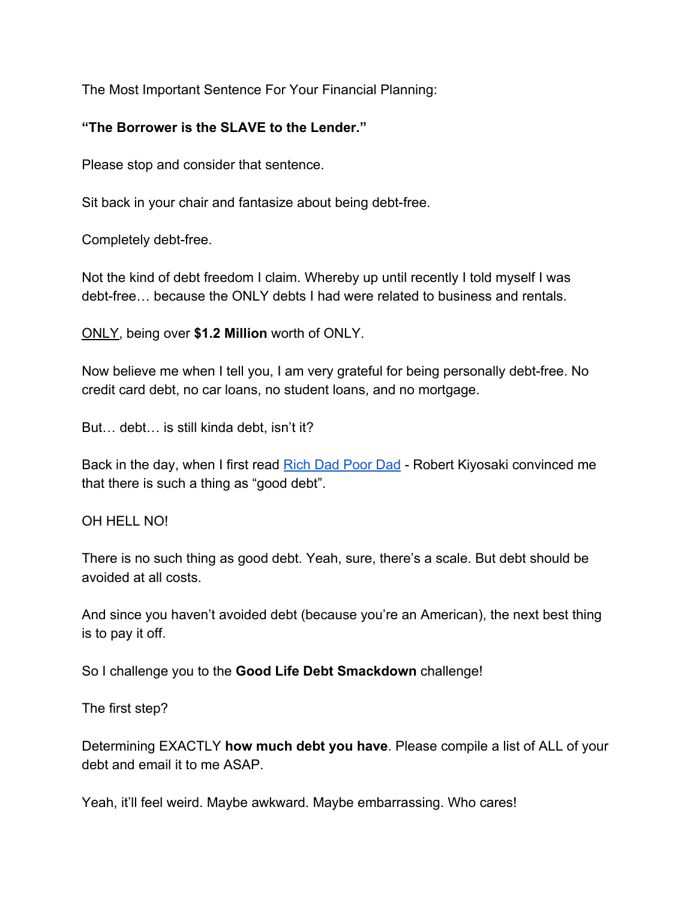The Most Important Sentence For Your Financial Planning:

**“The Borrower is the SLAVE to the Lender.”**

Please stop and consider that sentence.

Sit back in your chair and fantasize about being debt-free.

Completely debt-free.

Not the kind of debt freedom I claim. Whereby up until recently I told myself I was debt-free… because the ONLY debts I had were related to business and rentals.

<u>ONLY</u>, being over **$1.2 Million** worth of ONLY.

Now believe me when I tell you, I am very grateful for being personally debt-free. No credit card debt, no car loans, no student loans, and no mortgage.

But… debt… is still kinda debt, isn’t it?

Back in the day, when I first read [Rich Dad Poor Dad]() - Robert Kiyosaki convinced me that there is such a thing as “good debt”.

OH HELL NO!

There is no such thing as good debt. Yeah, sure, there’s a scale. But debt should be avoided at all costs.

And since you haven’t avoided debt (because you’re an American), the next best thing is to pay it off.

So I challenge you to the **Good Life Debt Smackdown** challenge!

The first step?

Determining EXACTLY **how much debt you have**. Please compile a list of ALL of your debt and email it to me ASAP.

Yeah, it’ll feel weird. Maybe awkward. Maybe embarrassing. Who cares!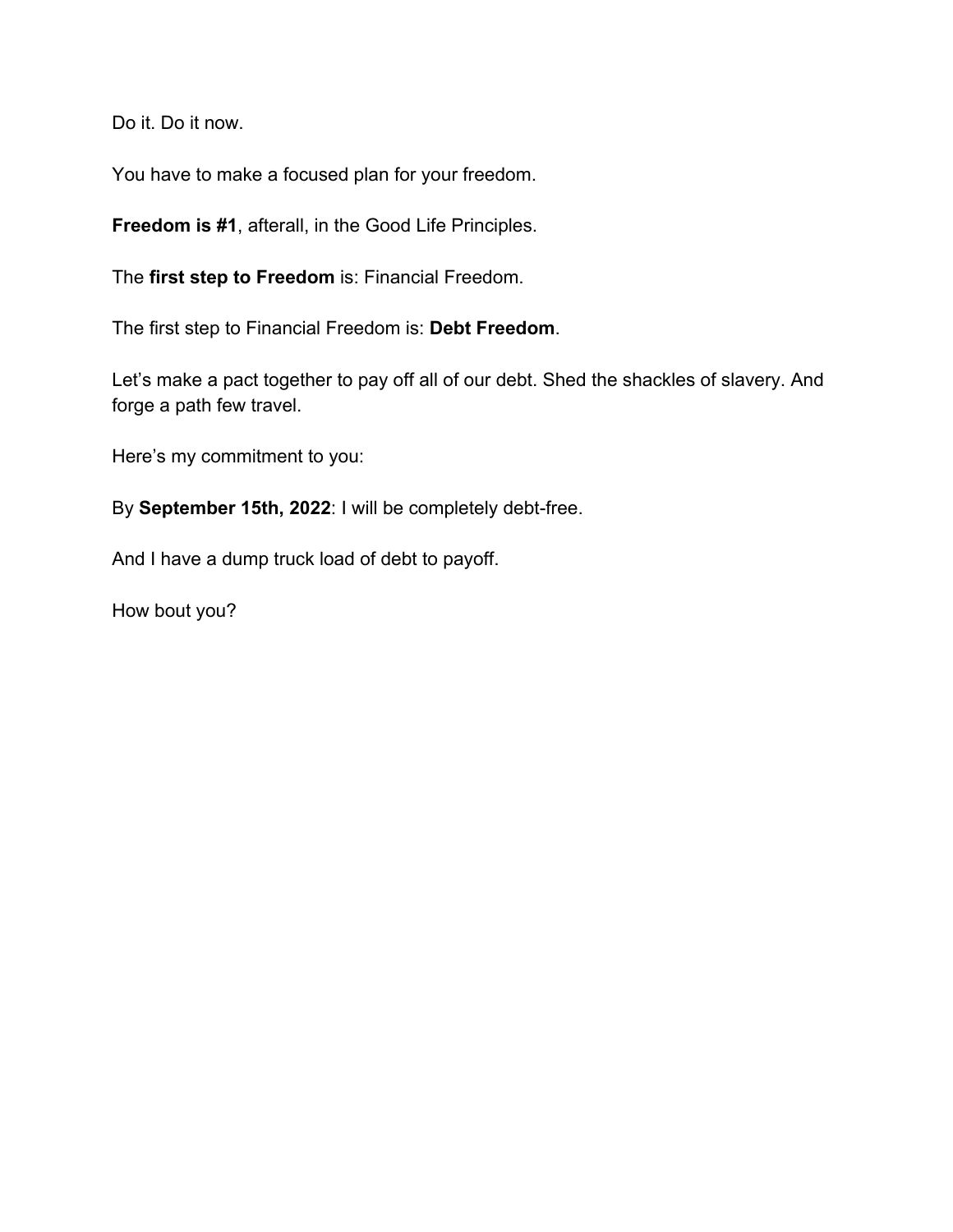Do it. Do it now.

You have to make a focused plan for your freedom.

**Freedom is #1**, afterall, in the Good Life Principles.

The **first step to Freedom** is: Financial Freedom.

The first step to Financial Freedom is: **Debt Freedom**.

Let's make a pact together to pay off all of our debt. Shed the shackles of slavery. And forge a path few travel.

Here's my commitment to you:

By **September 15th, 2022**: I will be completely debt-free.

And I have a dump truck load of debt to payoff.

How bout you?